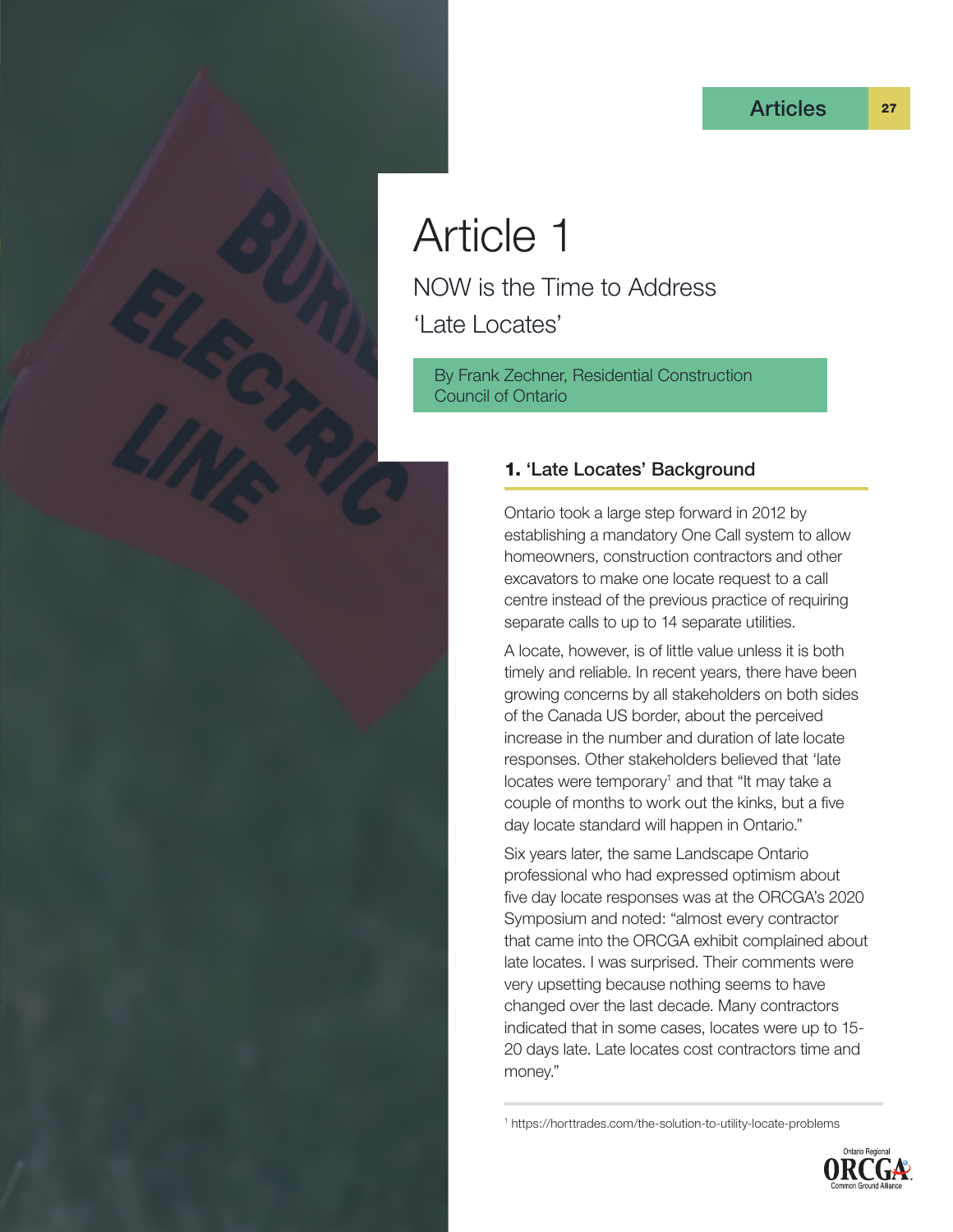# Article 1

## NOW is the Time to Address 'Late Locates'

By Frank Zechner, Residential Construction Council of Ontario

### 1. 'Late Locates' Background

Ontario took a large step forward in 2012 by establishing a mandatory One Call system to allow homeowners, construction contractors and other excavators to make one locate request to a call centre instead of the previous practice of requiring separate calls to up to 14 separate utilities.

A locate, however, is of little value unless it is both timely and reliable. In recent years, there have been growing concerns by all stakeholders on both sides of the Canada US border, about the perceived increase in the number and duration of late locate responses. Other stakeholders believed that 'late locates were temporary[1] and that "It may take a couple of months to work out the kinks, but a five day locate standard will happen in Ontario."

Six years later, the same Landscape Ontario professional who had expressed optimism about five day locate responses was at the ORCGA's 2020 Symposium and noted: "almost every contractor that came into the ORCGA exhibit complained about late locates. I was surprised. Their comments were very upsetting because nothing seems to have changed over the last decade. Many contractors indicated that in some cases, locates were up to 15-20 days late. Late locates cost contractors time and money."

---

[1] https://horttrades.com/the-solution-to-utility-locate-problems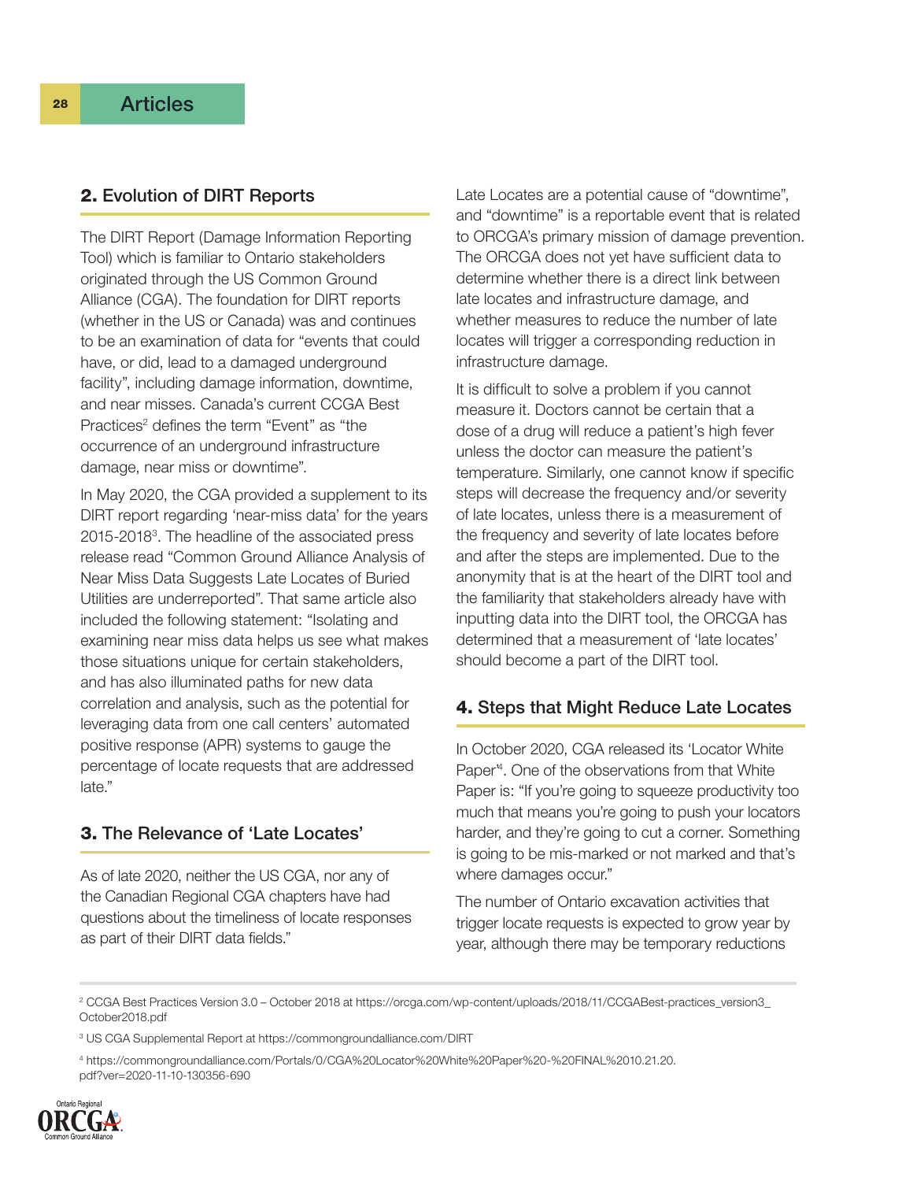## 2. Evolution of DIRT Reports

The DIRT Report (Damage Information Reporting Tool) which is familiar to Ontario stakeholders originated through the US Common Ground Alliance (CGA). The foundation for DIRT reports (whether in the US or Canada) was and continues to be an examination of data for "events that could have, or did, lead to a damaged underground facility", including damage information, downtime, and near misses. Canada's current CCGA Best Practices[2] defines the term "Event" as "the occurrence of an underground infrastructure damage, near miss or downtime".

In May 2020, the CGA provided a supplement to its DIRT report regarding 'near-miss data' for the years 2015-2018[3]. The headline of the associated press release read "Common Ground Alliance Analysis of Near Miss Data Suggests Late Locates of Buried Utilities are underreported". That same article also included the following statement: "Isolating and examining near miss data helps us see what makes those situations unique for certain stakeholders, and has also illuminated paths for new data correlation and analysis, such as the potential for leveraging data from one call centers' automated positive response (APR) systems to gauge the percentage of locate requests that are addressed late."

## 3. The Relevance of 'Late Locates'

As of late 2020, neither the US CGA, nor any of the Canadian Regional CGA chapters have had questions about the timeliness of locate responses as part of their DIRT data fields."

Late Locates are a potential cause of "downtime", and "downtime" is a reportable event that is related to ORCGA's primary mission of damage prevention. The ORCGA does not yet have sufficient data to determine whether there is a direct link between late locates and infrastructure damage, and whether measures to reduce the number of late locates will trigger a corresponding reduction in infrastructure damage.

It is difficult to solve a problem if you cannot measure it. Doctors cannot be certain that a dose of a drug will reduce a patient's high fever unless the doctor can measure the patient's temperature. Similarly, one cannot know if specific steps will decrease the frequency and/or severity of late locates, unless there is a measurement of the frequency and severity of late locates before and after the steps are implemented. Due to the anonymity that is at the heart of the DIRT tool and the familiarity that stakeholders already have with inputting data into the DIRT tool, the ORCGA has determined that a measurement of 'late locates' should become a part of the DIRT tool.

## 4. Steps that Might Reduce Late Locates

In October 2020, CGA released its 'Locator White Paper'[4]. One of the observations from that White Paper is: "If you're going to squeeze productivity too much that means you're going to push your locators harder, and they're going to cut a corner. Something is going to be mis-marked or not marked and that's where damages occur."

The number of Ontario excavation activities that trigger locate requests is expected to grow year by year, although there may be temporary reductions

---

[2] CCGA Best Practices Version 3.0 – October 2018 at https://orcga.com/wp-content/uploads/2018/11/CCGABest-practices_version3_October2018.pdf

[3] US CGA Supplemental Report at https://commongroundalliance.com/DIRT

[4] https://commongroundalliance.com/Portals/0/CGA%20Locator%20White%20Paper%20-%20FINAL%2010.21.20.pdf?ver=2020-11-10-130356-690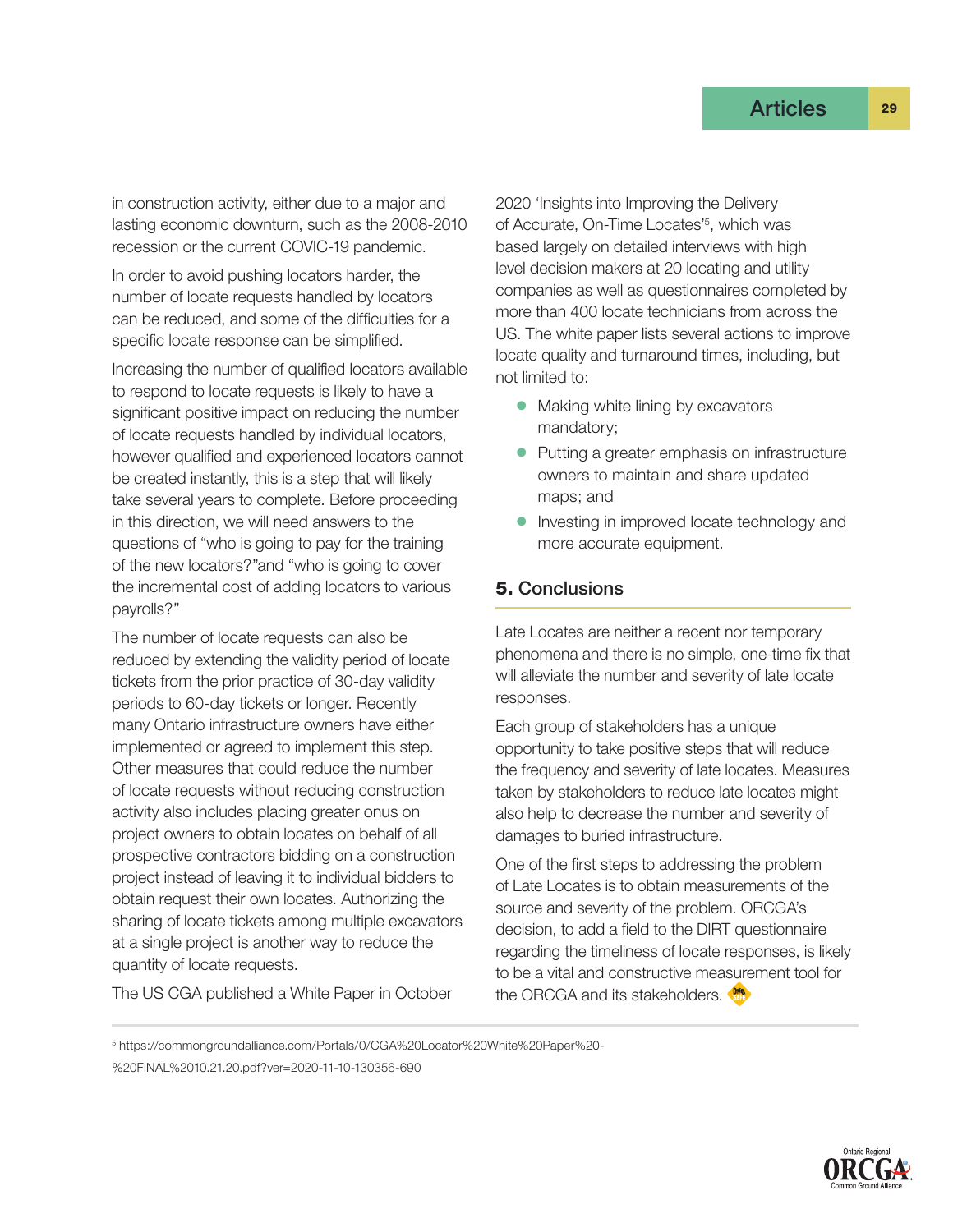in construction activity, either due to a major and lasting economic downturn, such as the 2008-2010 recession or the current COVIC-19 pandemic.

In order to avoid pushing locators harder, the number of locate requests handled by locators can be reduced, and some of the difficulties for a specific locate response can be simplified.

Increasing the number of qualified locators available to respond to locate requests is likely to have a significant positive impact on reducing the number of locate requests handled by individual locators, however qualified and experienced locators cannot be created instantly, this is a step that will likely take several years to complete. Before proceeding in this direction, we will need answers to the questions of "who is going to pay for the training of the new locators?"and "who is going to cover the incremental cost of adding locators to various payrolls?"

The number of locate requests can also be reduced by extending the validity period of locate tickets from the prior practice of 30-day validity periods to 60-day tickets or longer. Recently many Ontario infrastructure owners have either implemented or agreed to implement this step. Other measures that could reduce the number of locate requests without reducing construction activity also includes placing greater onus on project owners to obtain locates on behalf of all prospective contractors bidding on a construction project instead of leaving it to individual bidders to obtain request their own locates. Authorizing the sharing of locate tickets among multiple excavators at a single project is another way to reduce the quantity of locate requests.

The US CGA published a White Paper in October 2020 'Insights into Improving the Delivery of Accurate, On-Time Locates'[5], which was based largely on detailed interviews with high level decision makers at 20 locating and utility companies as well as questionnaires completed by more than 400 locate technicians from across the US. The white paper lists several actions to improve locate quality and turnaround times, including, but not limited to:

- Making white lining by excavators mandatory;
- Putting a greater emphasis on infrastructure owners to maintain and share updated maps; and
- Investing in improved locate technology and more accurate equipment.

## 5. Conclusions

Late Locates are neither a recent nor temporary phenomena and there is no simple, one-time fix that will alleviate the number and severity of late locate responses.

Each group of stakeholders has a unique opportunity to take positive steps that will reduce the frequency and severity of late locates. Measures taken by stakeholders to reduce late locates might also help to decrease the number and severity of damages to buried infrastructure.

One of the first steps to addressing the problem of Late Locates is to obtain measurements of the source and severity of the problem. ORCGA's decision, to add a field to the DIRT questionnaire regarding the timeliness of locate responses, is likely to be a vital and constructive measurement tool for the ORCGA and its stakeholders.

[5] https://commongroundalliance.com/Portals/0/CGA%20Locator%20White%20Paper%20-%20FINAL%2010.21.20.pdf?ver=2020-11-10-130356-690